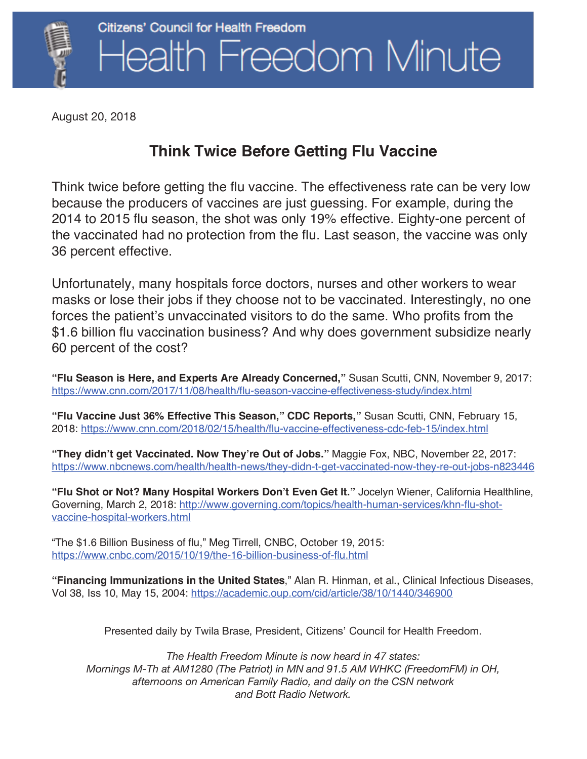Citizens' Council for Health Freedom

# Health Freedom Minute

August 20, 2018

## Think Twice Before Getting Flu Vaccine

Think twice before getting the flu vaccine. The effectiveness rate can be very low because the producers of vaccines are just guessing. For example, during the 2014 to 2015 flu season, the shot was only 19% effective. Eighty-one percent of the vaccinated had no protection from the flu. Last season, the vaccine was only 36 percent effective.

Unfortunately, many hospitals force doctors, nurses and other workers to wear masks or lose their jobs if they choose not to be vaccinated. Interestingly, no one forces the patient's unvaccinated visitors to do the same. Who profits from the $1.6 billion flu vaccination business? And why does government subsidize nearly 60 percent of the cost?

**"Flu Season is Here, and Experts Are Already Concerned,"** Susan Scutti, CNN, November 9, 2017: https://www.cnn.com/2017/11/08/health/flu-season-vaccine-effectiveness-study/index.html

**"Flu Vaccine Just 36% Effective This Season," CDC Reports,"** Susan Scutti, CNN, February 15, 2018: https://www.cnn.com/2018/02/15/health/flu-vaccine-effectiveness-cdc-feb-15/index.html

**"They didn't get Vaccinated. Now They're Out of Jobs."** Maggie Fox, NBC, November 22, 2017: https://www.nbcnews.com/health/health-news/they-didn-t-get-vaccinated-now-they-re-out-jobs-n823446

**"Flu Shot or Not? Many Hospital Workers Don't Even Get It."** Jocelyn Wiener, California Healthline, Governing, March 2, 2018: http://www.governing.com/topics/health-human-services/khn-flu-shot-vaccine-hospital-workers.html

"The $1.6 Billion Business of flu," Meg Tirrell, CNBC, October 19, 2015: https://www.cnbc.com/2015/10/19/the-16-billion-business-of-flu.html

**"Financing Immunizations in the United States**," Alan R. Hinman, et al., Clinical Infectious Diseases, Vol 38, Iss 10, May 15, 2004: https://academic.oup.com/cid/article/38/10/1440/346900

Presented daily by Twila Brase, President, Citizens' Council for Health Freedom.

*The Health Freedom Minute is now heard in 47 states: Mornings M-Th at AM1280 (The Patriot) in MN and 91.5 AM WHKC (FreedomFM) in OH, afternoons on American Family Radio, and daily on the CSN network and Bott Radio Network.*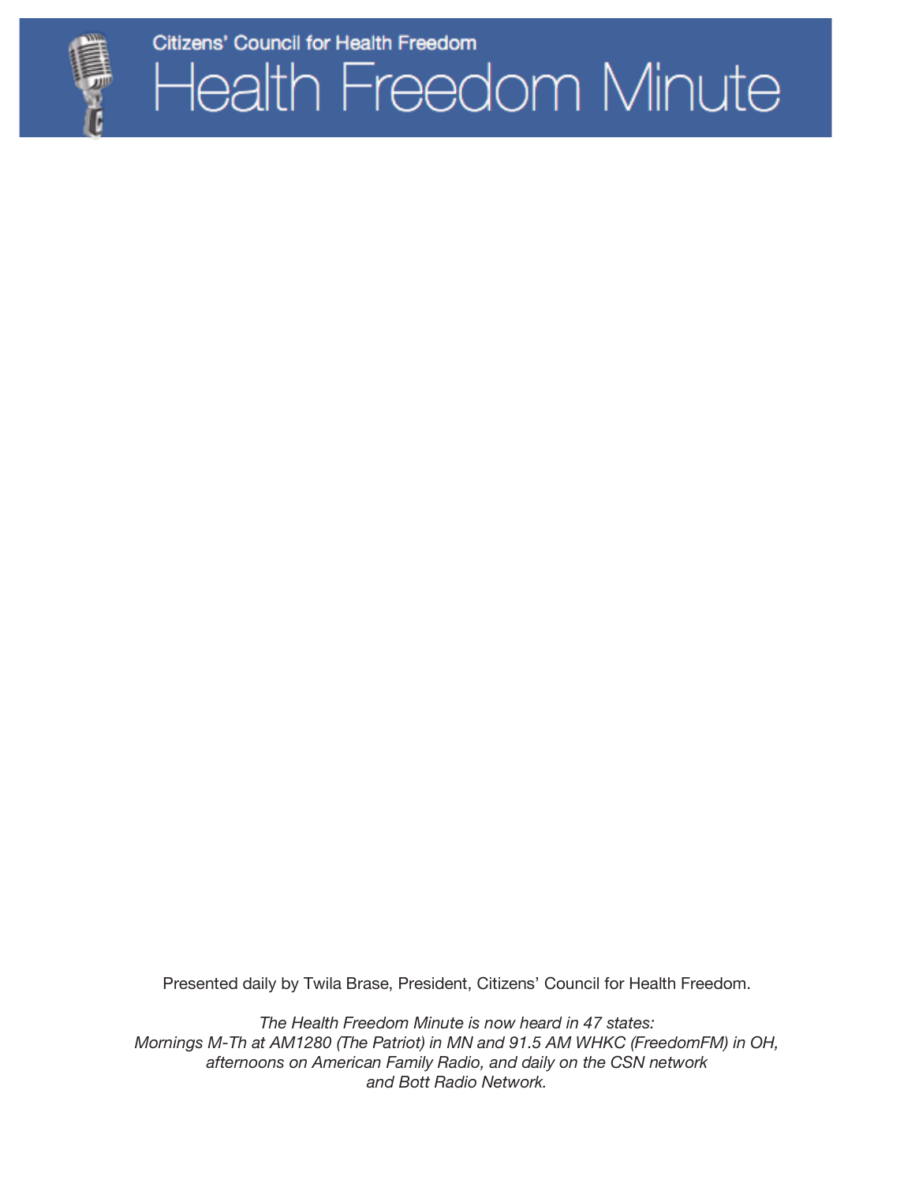Citizens' Council for Health Freedom

# Health Freedom Minute

Presented daily by Twila Brase, President, Citizens' Council for Health Freedom.

*The Health Freedom Minute is now heard in 47 states:*
*Mornings M-Th at AM1280 (The Patriot) in MN and 91.5 AM WHKC (FreedomFM) in OH, afternoons on American Family Radio, and daily on the CSN network and Bott Radio Network.*